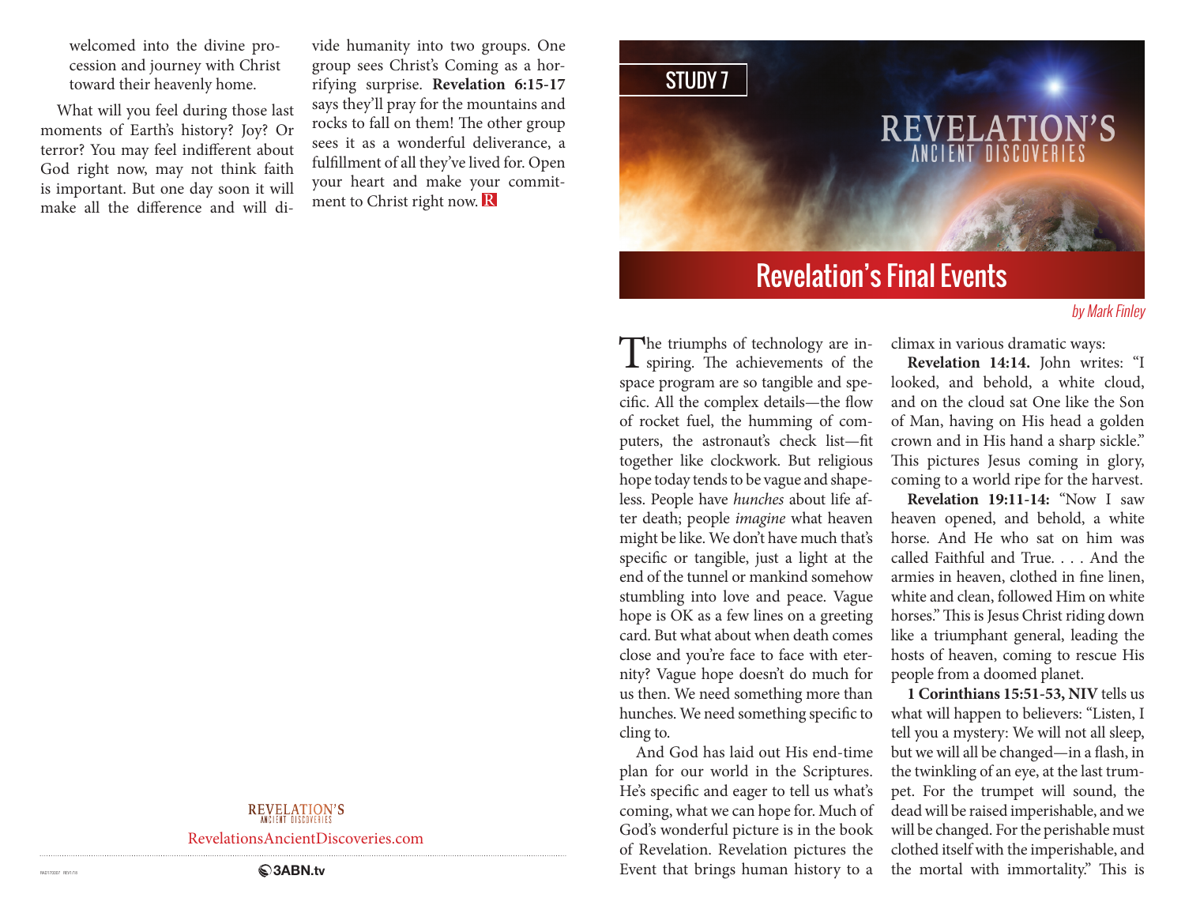welcomed into the divine procession and journey with Christ toward their heavenly home.

What will you feel during those last moments of Earth's history? Joy? Or terror? You may feel indifferent about God right now, may not think faith is important. But one day soon it will make all the difference and will divide humanity into two groups. One group sees Christ's Coming as a horrifying surprise. **Revelation 6:15-17** says they'll pray for the mountains and rocks to fall on them! The other group sees it as a wonderful deliverance, a fulfillment of all they've lived for. Open your heart and make your commitment to Christ right now. R

REVELATION'S ANCIENT DISCOVERIES

RevelationsAncientDiscoveries.com

3ABN.tv

STUDY 7

REVELATION'S ANCIENT DISCOVERIES

# Revelation's Final Events

*by Mark Finley*

The triumphs of technology are inspiring. The achievements of the space program are so tangible and specific. All the complex details—the flow of rocket fuel, the humming of computers, the astronaut's check list—fit together like clockwork. But religious hope today tends to be vague and shapeless. People have *hunches* about life after death; people *imagine* what heaven might be like. We don't have much that's specific or tangible, just a light at the end of the tunnel or mankind somehow stumbling into love and peace. Vague hope is OK as a few lines on a greeting card. But what about when death comes close and you're face to face with eternity? Vague hope doesn't do much for us then. We need something more than hunches. We need something specific to cling to.

And God has laid out His end-time plan for our world in the Scriptures. He's specific and eager to tell us what's coming, what we can hope for. Much of God's wonderful picture is in the book of Revelation. Revelation pictures the Event that brings human history to a climax in various dramatic ways:

**Revelation 14:14.** John writes: "I looked, and behold, a white cloud, and on the cloud sat One like the Son of Man, having on His head a golden crown and in His hand a sharp sickle." This pictures Jesus coming in glory, coming to a world ripe for the harvest.

**Revelation 19:11-14:** "Now I saw heaven opened, and behold, a white horse. And He who sat on him was called Faithful and True. . . . And the armies in heaven, clothed in fine linen, white and clean, followed Him on white horses." This is Jesus Christ riding down like a triumphant general, leading the hosts of heaven, coming to rescue His people from a doomed planet.

**1 Corinthians 15:51-53, NIV** tells us what will happen to believers: "Listen, I tell you a mystery: We will not all sleep, but we will all be changed—in a flash, in the twinkling of an eye, at the last trumpet. For the trumpet will sound, the dead will be raised imperishable, and we will be changed. For the perishable must clothed itself with the imperishable, and the mortal with immortality." This is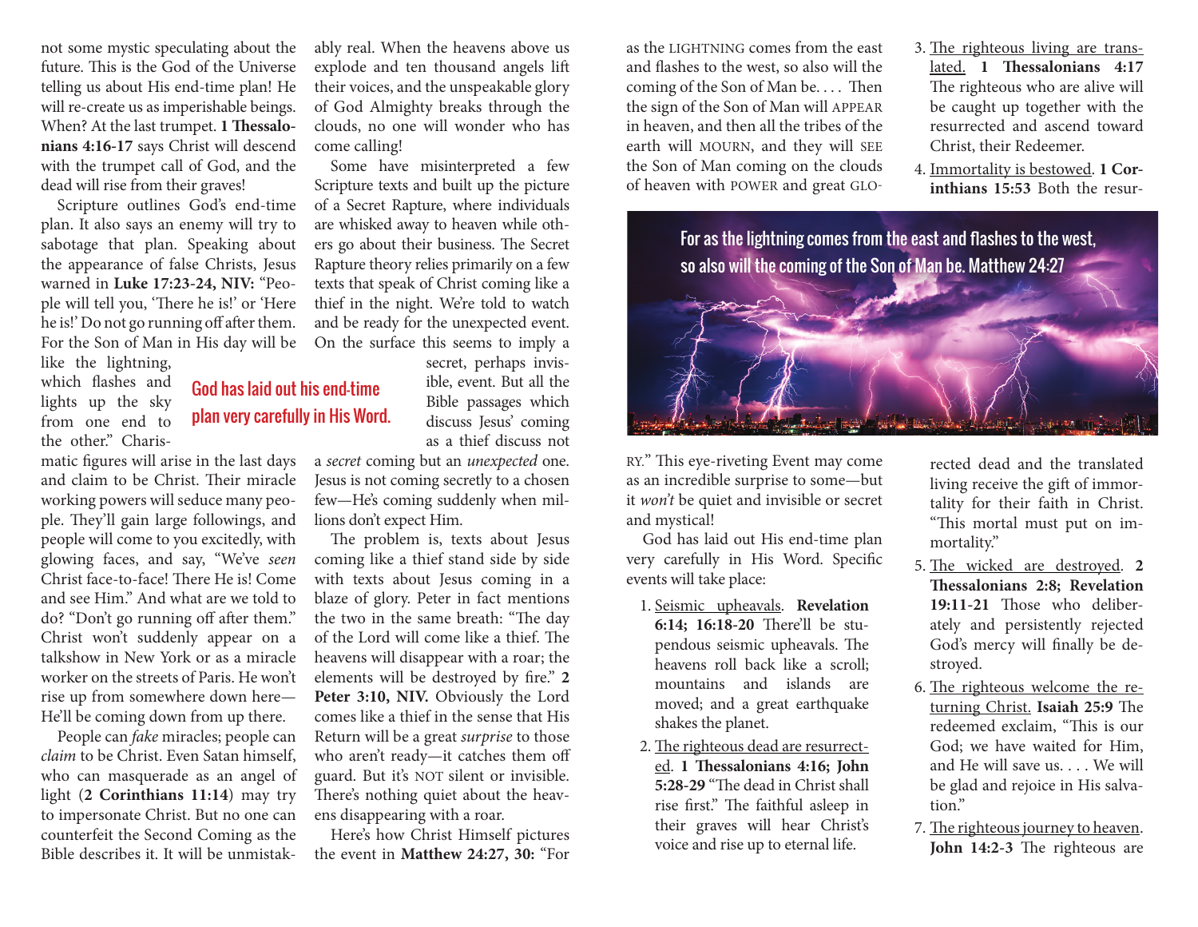not some mystic speculating about the future. This is the God of the Universe telling us about His end-time plan! He will re-create us as imperishable beings. When? At the last trumpet. **1 Thessalonians 4:16-17** says Christ will descend with the trumpet call of God, and the dead will rise from their graves!

Scripture outlines God's end-time plan. It also says an enemy will try to sabotage that plan. Speaking about the appearance of false Christs, Jesus warned in **Luke 17:23-24, NIV:** "People will tell you, 'There he is!' or 'Here he is!' Do not go running off after them. For the Son of Man in His day will be like the lightning, which flashes and lights up the sky from one end to the other." Charismatic figures will arise in the last days and claim to be Christ. Their miracle working powers will seduce many people. They'll gain large followings, and people will come to you excitedly, with glowing faces, and say, "We've *seen* Christ face-to-face! There He is! Come and see Him." And what are we told to do? "Don't go running off after them." Christ won't suddenly appear on a talkshow in New York or as a miracle worker on the streets of Paris. He won't rise up from somewhere down here—He'll be coming down from up there.

People can *fake* miracles; people can *claim* to be Christ. Even Satan himself, who can masquerade as an angel of light (**2 Corinthians 11:14**) may try to impersonate Christ. But no one can counterfeit the Second Coming as the Bible describes it. It will be unmistakably real. When the heavens above us explode and ten thousand angels lift their voices, and the unspeakable glory of God Almighty breaks through the clouds, no one will wonder who has come calling!

Some have misinterpreted a few Scripture texts and built up the picture of a Secret Rapture, where individuals are whisked away to heaven while others go about their business. The Secret Rapture theory relies primarily on a few texts that speak of Christ coming like a thief in the night. We're told to watch and be ready for the unexpected event. On the surface this seems to imply a secret, perhaps invisible, event. But all the Bible passages which discuss Jesus' coming as a thief discuss not a *secret* coming but an *unexpected* one. Jesus is not coming secretly to a chosen few—He's coming suddenly when millions don't expect Him.

God has laid out his end-time plan very carefully in His Word.

The problem is, texts about Jesus coming like a thief stand side by side with texts about Jesus coming in a blaze of glory. Peter in fact mentions the two in the same breath: "The day of the Lord will come like a thief. The heavens will disappear with a roar; the elements will be destroyed by fire." **2 Peter 3:10, NIV.** Obviously the Lord comes like a thief in the sense that His Return will be a great *surprise* to those who aren't ready—it catches them off guard. But it's NOT silent or invisible. There's nothing quiet about the heavens disappearing with a roar.

Here's how Christ Himself pictures the event in **Matthew 24:27, 30:** "For as the LIGHTNING comes from the east and flashes to the west, so also will the coming of the Son of Man be. . . . Then the sign of the Son of Man will APPEAR in heaven, and then all the tribes of the earth will MOURN, and they will SEE the Son of Man coming on the clouds of heaven with POWER and great GLORY." This eye-riveting Event may come as an incredible surprise to some—but it *won't* be quiet and invisible or secret and mystical!

For as the lightning comes from the east and flashes to the west, so also will the coming of the Son of Man be. Matthew 24:27

God has laid out His end-time plan very carefully in His Word. Specific events will take place:

1. Seismic upheavals. **Revelation 6:14; 16:18-20** There'll be stupendous seismic upheavals. The heavens roll back like a scroll; mountains and islands are moved; and a great earthquake shakes the planet.
2. The righteous dead are resurrected. **1 Thessalonians 4:16; John 5:28-29** "The dead in Christ shall rise first." The faithful asleep in their graves will hear Christ's voice and rise up to eternal life.
3. The righteous living are translated. **1 Thessalonians 4:17** The righteous who are alive will be caught up together with the resurrected and ascend toward Christ, their Redeemer.
4. Immortality is bestowed. **1 Corinthians 15:53** Both the resurrected dead and the translated living receive the gift of immortality for their faith in Christ. "This mortal must put on immortality."
5. The wicked are destroyed. **2 Thessalonians 2:8; Revelation 19:11-21** Those who deliberately and persistently rejected God's mercy will finally be destroyed.
6. The righteous welcome the returning Christ. **Isaiah 25:9** The redeemed exclaim, "This is our God; we have waited for Him, and He will save us. . . . We will be glad and rejoice in His salvation."
7. The righteous journey to heaven. **John 14:2-3** The righteous are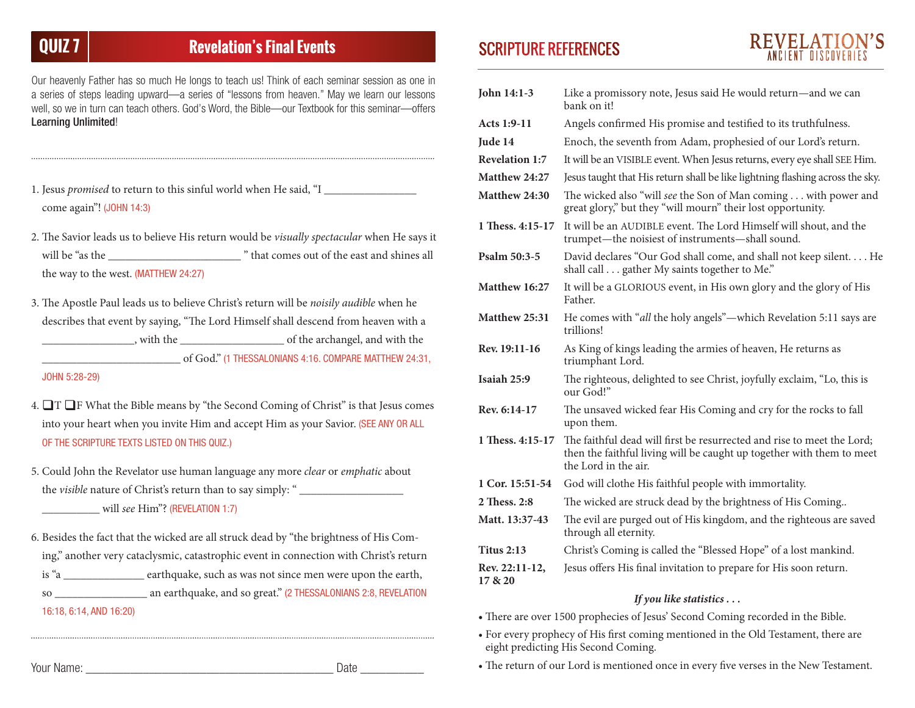## QUIZ 7 Revelation's Final Events

Our heavenly Father has so much He longs to teach us! Think of each seminar session as one in a series of steps leading upward—a series of "lessons from heaven." May we learn our lessons well, so we in turn can teach others. God's Word, the Bible—our Textbook for this seminar—offers **Learning Unlimited**!

1. Jesus *promised* to return to this sinful world when He said, "I ________________ come again"! (JOHN 14:3)

2. The Savior leads us to believe His return would be *visually spectacular* when He says it will be "as the ________________________ " that comes out of the east and shines all the way to the west. (MATTHEW 24:27)

3. The Apostle Paul leads us to believe Christ's return will be *noisily audible* when he describes that event by saying, "The Lord Himself shall descend from heaven with a ________________, with the __________________ of the archangel, and with the _________________________ of God." (1 THESSALONIANS 4:16. COMPARE MATTHEW 24:31, JOHN 5:28-29)

4. ❑T ❑F What the Bible means by "the Second Coming of Christ" is that Jesus comes into your heart when you invite Him and accept Him as your Savior. (SEE ANY OR ALL OF THE SCRIPTURE TEXTS LISTED ON THIS QUIZ.)

5. Could John the Revelator use human language any more *clear* or *emphatic* about the *visible* nature of Christ's return than to say simply: " __________________ __________ will *see* Him"? (REVELATION 1:7)

6. Besides the fact that the wicked are all struck dead by "the brightness of His Coming," another very cataclysmic, catastrophic event in connection with Christ's return is "a ______________ earthquake, such as was not since men were upon the earth, so ________________ an earthquake, and so great." (2 THESSALONIANS 2:8, REVELATION 16:18, 6:14, AND 16:20)

Your Name: ___________________________________________ Date ___________

## SCRIPTURE REFERENCES

REVELATION'S ANCIENT DISCOVERIES

| | |
|---|---|
| **John 14:1-3** | Like a promissory note, Jesus said He would return—and we can bank on it! |
| **Acts 1:9-11** | Angels confirmed His promise and testified to its truthfulness. |
| **Jude 14** | Enoch, the seventh from Adam, prophesied of our Lord's return. |
| **Revelation 1:7** | It will be an VISIBLE event. When Jesus returns, every eye shall SEE Him. |
| **Matthew 24:27** | Jesus taught that His return shall be like lightning flashing across the sky. |
| **Matthew 24:30** | The wicked also "will *see* the Son of Man coming . . . with power and great glory," but they "will mourn" their lost opportunity. |
| **1 Thess. 4:15-17** | It will be an AUDIBLE event. The Lord Himself will shout, and the trumpet—the noisiest of instruments—shall sound. |
| **Psalm 50:3-5** | David declares "Our God shall come, and shall not keep silent. . . . He shall call . . . gather My saints together to Me." |
| **Matthew 16:27** | It will be a GLORIOUS event, in His own glory and the glory of His Father. |
| **Matthew 25:31** | He comes with "*all* the holy angels"—which Revelation 5:11 says are trillions! |
| **Rev. 19:11-16** | As King of kings leading the armies of heaven, He returns as triumphant Lord. |
| **Isaiah 25:9** | The righteous, delighted to see Christ, joyfully exclaim, "Lo, this is our God!" |
| **Rev. 6:14-17** | The unsaved wicked fear His Coming and cry for the rocks to fall upon them. |
| **1 Thess. 4:15-17** | The faithful dead will first be resurrected and rise to meet the Lord; then the faithful living will be caught up together with them to meet the Lord in the air. |
| **1 Cor. 15:51-54** | God will clothe His faithful people with immortality. |
| **2 Thess. 2:8** | The wicked are struck dead by the brightness of His Coming.. |
| **Matt. 13:37-43** | The evil are purged out of His kingdom, and the righteous are saved through all eternity. |
| **Titus 2:13** | Christ's Coming is called the "Blessed Hope" of a lost mankind. |
| **Rev. 22:11-12, 17 & 20** | Jesus offers His final invitation to prepare for His soon return. |

***If you like statistics . . .***

- There are over 1500 prophecies of Jesus' Second Coming recorded in the Bible.
- For every prophecy of His first coming mentioned in the Old Testament, there are eight predicting His Second Coming.
- The return of our Lord is mentioned once in every five verses in the New Testament.